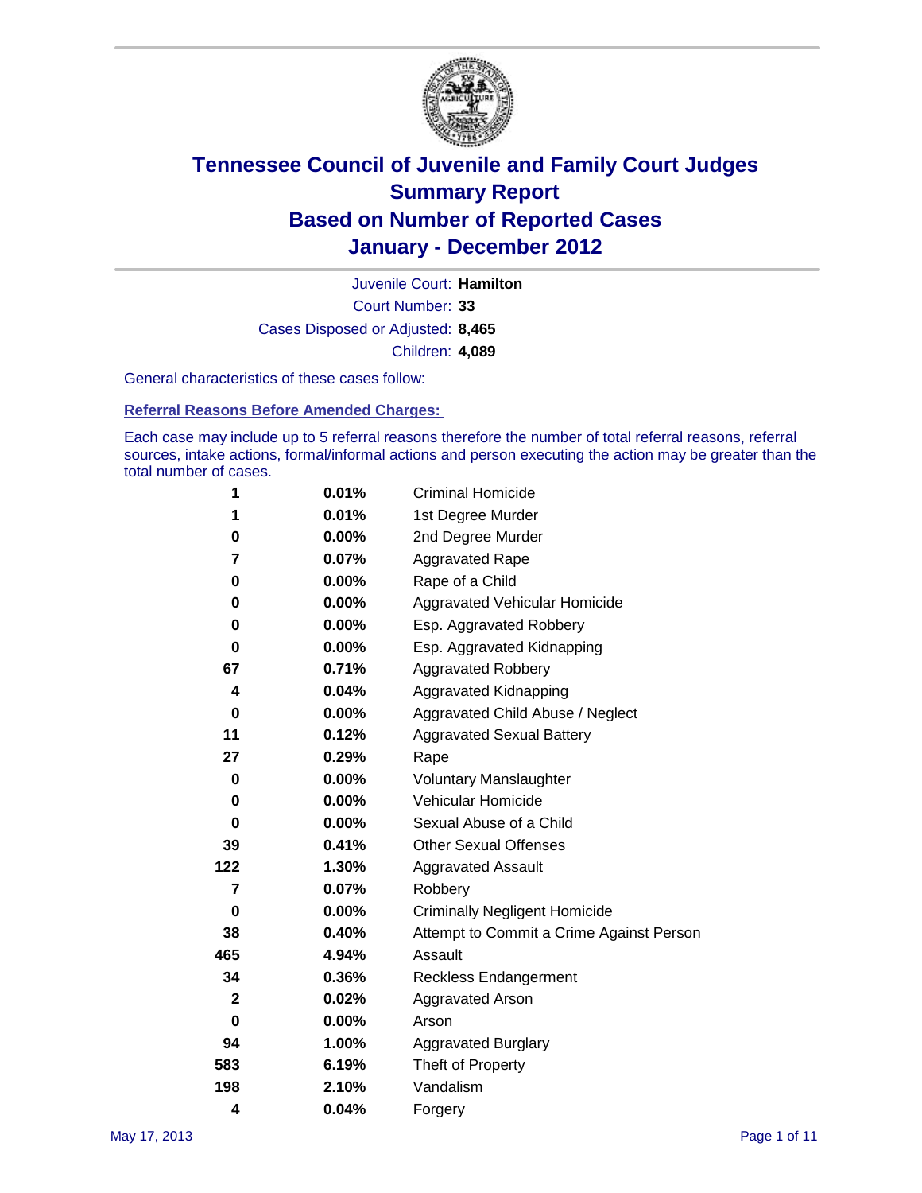# Tennessee Council of Juvenile and Family Court Judges
## Summary Report
## Based on Number of Reported Cases
## January - December 2012

Juvenile Court: **Hamilton**

Court Number: **33**

Cases Disposed or Adjusted: **8,465**

Children: **4,089**

General characteristics of these cases follow:

### Referral Reasons Before Amended Charges:

Each case may include up to 5 referral reasons therefore the number of total referral reasons, referral sources, intake actions, formal/informal actions and person executing the action may be greater than the total number of cases.

| Count | Percent | Referral Reason |
|---|---|---|
| 1 | 0.01% | Criminal Homicide |
| 1 | 0.01% | 1st Degree Murder |
| 0 | 0.00% | 2nd Degree Murder |
| 7 | 0.07% | Aggravated Rape |
| 0 | 0.00% | Rape of a Child |
| 0 | 0.00% | Aggravated Vehicular Homicide |
| 0 | 0.00% | Esp. Aggravated Robbery |
| 0 | 0.00% | Esp. Aggravated Kidnapping |
| 67 | 0.71% | Aggravated Robbery |
| 4 | 0.04% | Aggravated Kidnapping |
| 0 | 0.00% | Aggravated Child Abuse / Neglect |
| 11 | 0.12% | Aggravated Sexual Battery |
| 27 | 0.29% | Rape |
| 0 | 0.00% | Voluntary Manslaughter |
| 0 | 0.00% | Vehicular Homicide |
| 0 | 0.00% | Sexual Abuse of a Child |
| 39 | 0.41% | Other Sexual Offenses |
| 122 | 1.30% | Aggravated Assault |
| 7 | 0.07% | Robbery |
| 0 | 0.00% | Criminally Negligent Homicide |
| 38 | 0.40% | Attempt to Commit a Crime Against Person |
| 465 | 4.94% | Assault |
| 34 | 0.36% | Reckless Endangerment |
| 2 | 0.02% | Aggravated Arson |
| 0 | 0.00% | Arson |
| 94 | 1.00% | Aggravated Burglary |
| 583 | 6.19% | Theft of Property |
| 198 | 2.10% | Vandalism |
| 4 | 0.04% | Forgery |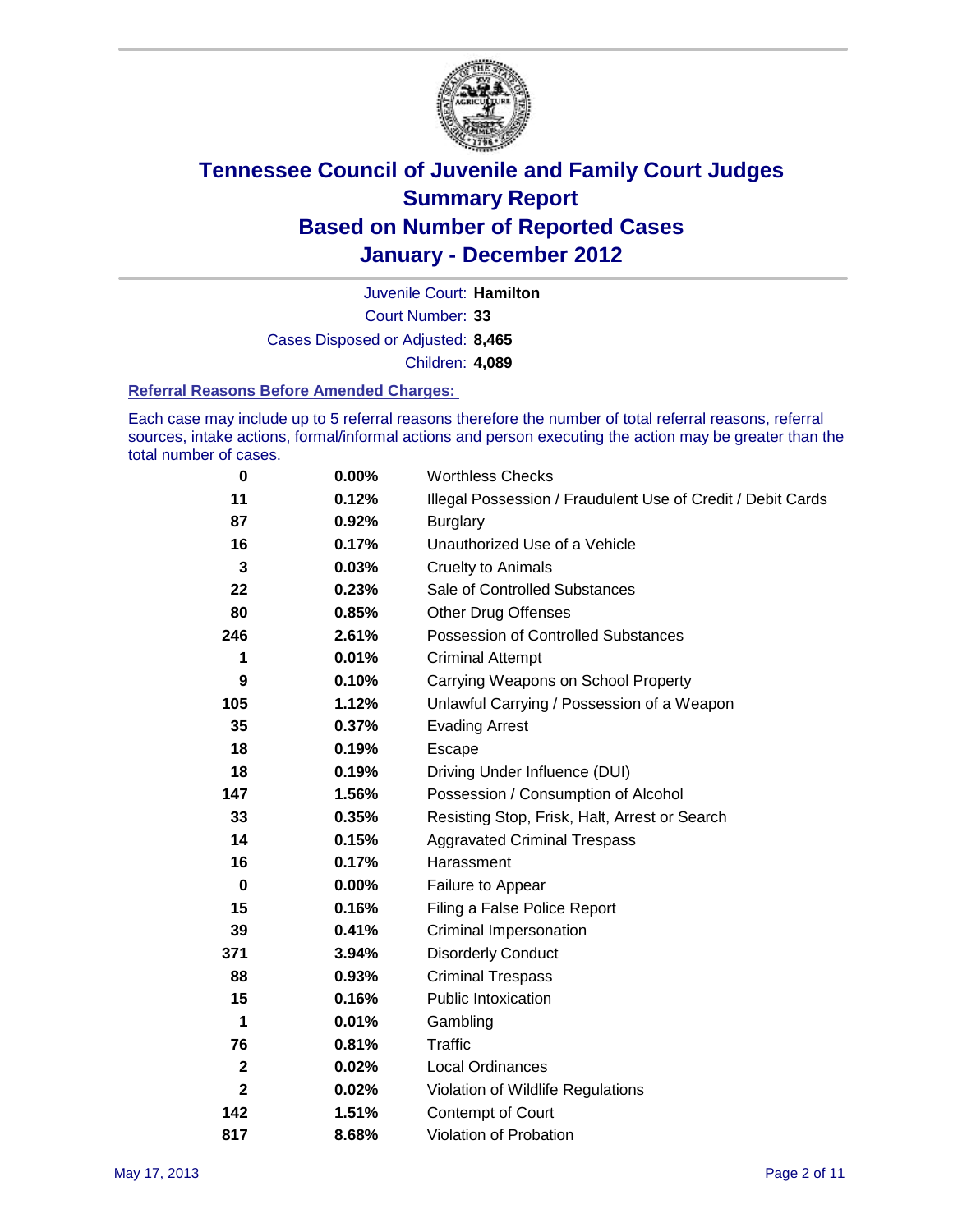# Tennessee Council of Juvenile and Family Court Judges
## Summary Report
## Based on Number of Reported Cases
## January - December 2012

Juvenile Court: **Hamilton**

Court Number: **33**

Cases Disposed or Adjusted: **8,465**

Children: **4,089**

### Referral Reasons Before Amended Charges:

Each case may include up to 5 referral reasons therefore the number of total referral reasons, referral sources, intake actions, formal/informal actions and person executing the action may be greater than the total number of cases.

| Count | Percent | Referral Reason |
|---|---|---|
| 0 | 0.00% | Worthless Checks |
| 11 | 0.12% | Illegal Possession / Fraudulent Use of Credit / Debit Cards |
| 87 | 0.92% | Burglary |
| 16 | 0.17% | Unauthorized Use of a Vehicle |
| 3 | 0.03% | Cruelty to Animals |
| 22 | 0.23% | Sale of Controlled Substances |
| 80 | 0.85% | Other Drug Offenses |
| 246 | 2.61% | Possession of Controlled Substances |
| 1 | 0.01% | Criminal Attempt |
| 9 | 0.10% | Carrying Weapons on School Property |
| 105 | 1.12% | Unlawful Carrying / Possession of a Weapon |
| 35 | 0.37% | Evading Arrest |
| 18 | 0.19% | Escape |
| 18 | 0.19% | Driving Under Influence (DUI) |
| 147 | 1.56% | Possession / Consumption of Alcohol |
| 33 | 0.35% | Resisting Stop, Frisk, Halt, Arrest or Search |
| 14 | 0.15% | Aggravated Criminal Trespass |
| 16 | 0.17% | Harassment |
| 0 | 0.00% | Failure to Appear |
| 15 | 0.16% | Filing a False Police Report |
| 39 | 0.41% | Criminal Impersonation |
| 371 | 3.94% | Disorderly Conduct |
| 88 | 0.93% | Criminal Trespass |
| 15 | 0.16% | Public Intoxication |
| 1 | 0.01% | Gambling |
| 76 | 0.81% | Traffic |
| 2 | 0.02% | Local Ordinances |
| 2 | 0.02% | Violation of Wildlife Regulations |
| 142 | 1.51% | Contempt of Court |
| 817 | 8.68% | Violation of Probation |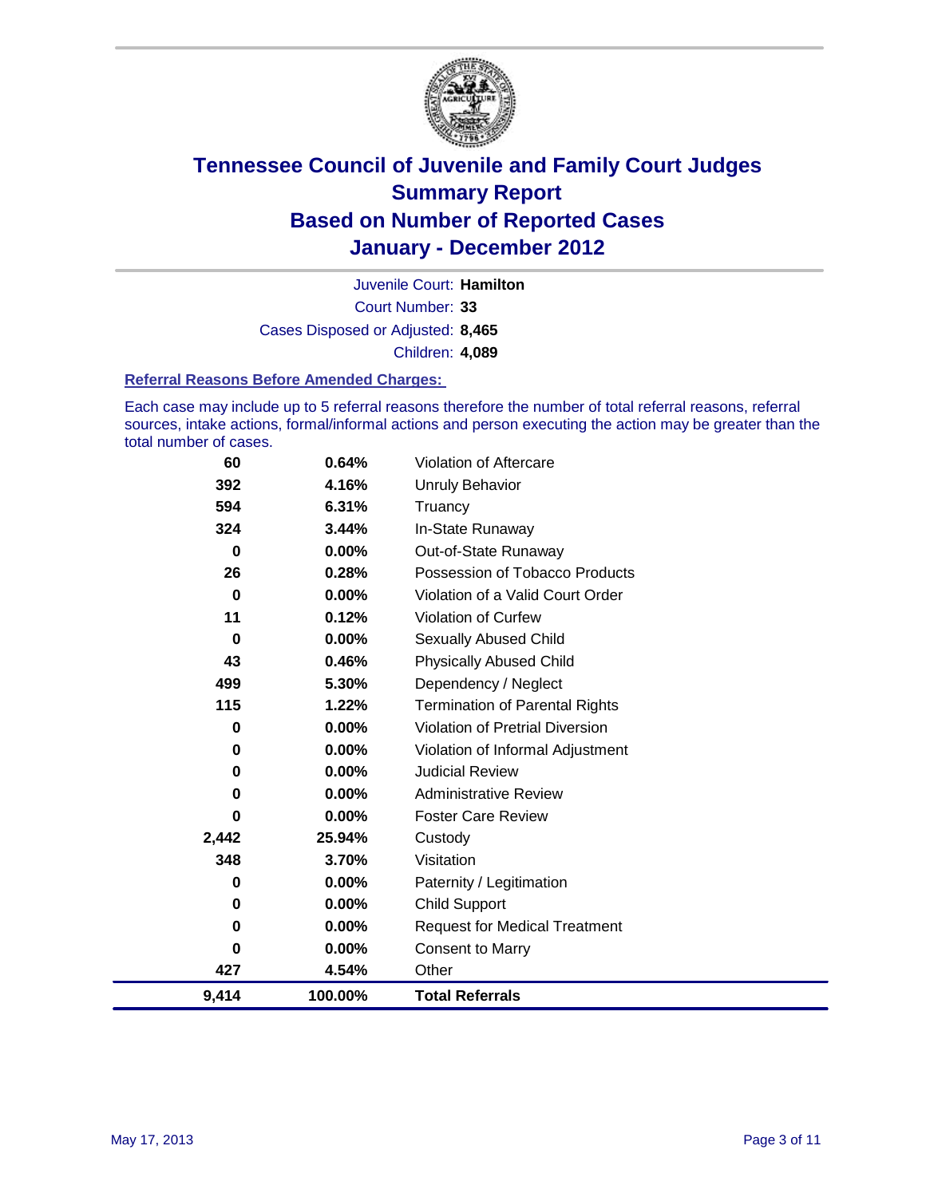# Tennessee Council of Juvenile and Family Court Judges
# Summary Report
# Based on Number of Reported Cases
# January - December 2012

Juvenile Court: **Hamilton**

Court Number: **33**

Cases Disposed or Adjusted: **8,465**

Children: **4,089**

### Referral Reasons Before Amended Charges:

Each case may include up to 5 referral reasons therefore the number of total referral reasons, referral sources, intake actions, formal/informal actions and person executing the action may be greater than the total number of cases.

| Count | Percent | Referral Reason |
|---|---|---|
| 60 | 0.64% | Violation of Aftercare |
| 392 | 4.16% | Unruly Behavior |
| 594 | 6.31% | Truancy |
| 324 | 3.44% | In-State Runaway |
| 0 | 0.00% | Out-of-State Runaway |
| 26 | 0.28% | Possession of Tobacco Products |
| 0 | 0.00% | Violation of a Valid Court Order |
| 11 | 0.12% | Violation of Curfew |
| 0 | 0.00% | Sexually Abused Child |
| 43 | 0.46% | Physically Abused Child |
| 499 | 5.30% | Dependency / Neglect |
| 115 | 1.22% | Termination of Parental Rights |
| 0 | 0.00% | Violation of Pretrial Diversion |
| 0 | 0.00% | Violation of Informal Adjustment |
| 0 | 0.00% | Judicial Review |
| 0 | 0.00% | Administrative Review |
| 0 | 0.00% | Foster Care Review |
| 2,442 | 25.94% | Custody |
| 348 | 3.70% | Visitation |
| 0 | 0.00% | Paternity / Legitimation |
| 0 | 0.00% | Child Support |
| 0 | 0.00% | Request for Medical Treatment |
| 0 | 0.00% | Consent to Marry |
| 427 | 4.54% | Other |
| **9,414** | **100.00%** | **Total Referrals** |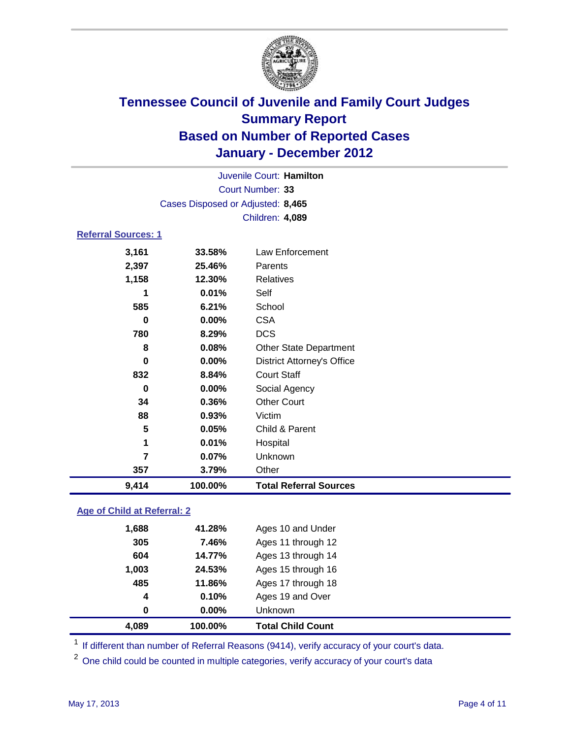# Tennessee Council of Juvenile and Family Court Judges
## Summary Report
## Based on Number of Reported Cases
## January - December 2012

Juvenile Court: **Hamilton**

Court Number: **33**

Cases Disposed or Adjusted: **8,465**

Children: **4,089**

### Referral Sources: 1

| | | |
|---|---|---|
| 3,161 | 33.58% | Law Enforcement |
| 2,397 | 25.46% | Parents |
| 1,158 | 12.30% | Relatives |
| 1 | 0.01% | Self |
| 585 | 6.21% | School |
| 0 | 0.00% | CSA |
| 780 | 8.29% | DCS |
| 8 | 0.08% | Other State Department |
| 0 | 0.00% | District Attorney's Office |
| 832 | 8.84% | Court Staff |
| 0 | 0.00% | Social Agency |
| 34 | 0.36% | Other Court |
| 88 | 0.93% | Victim |
| 5 | 0.05% | Child & Parent |
| 1 | 0.01% | Hospital |
| 7 | 0.07% | Unknown |
| 357 | 3.79% | Other |
| **9,414** | **100.00%** | **Total Referral Sources** |

### Age of Child at Referral: 2

| | | |
|---|---|---|
| 1,688 | 41.28% | Ages 10 and Under |
| 305 | 7.46% | Ages 11 through 12 |
| 604 | 14.77% | Ages 13 through 14 |
| 1,003 | 24.53% | Ages 15 through 16 |
| 485 | 11.86% | Ages 17 through 18 |
| 4 | 0.10% | Ages 19 and Over |
| 0 | 0.00% | Unknown |
| **4,089** | **100.00%** | **Total Child Count** |

[1] If different than number of Referral Reasons (9414), verify accuracy of your court's data.

[2] One child could be counted in multiple categories, verify accuracy of your court's data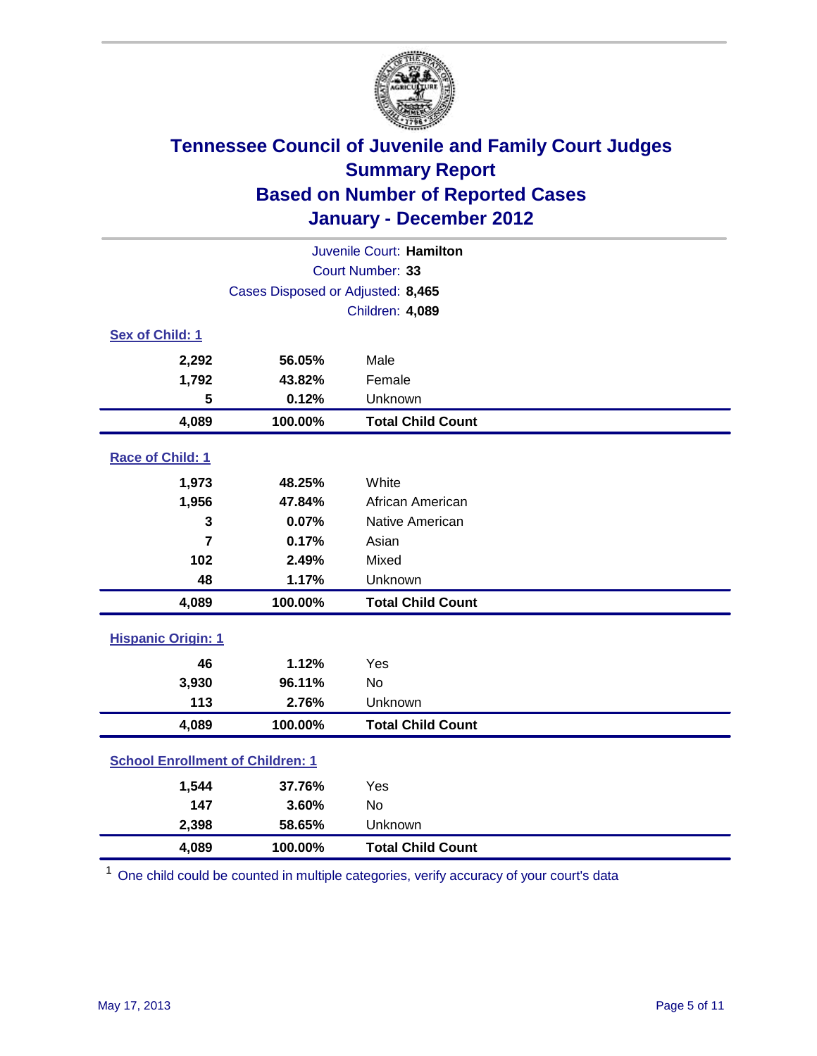# Tennessee Council of Juvenile and Family Court Judges
## Summary Report
## Based on Number of Reported Cases
## January - December 2012

Juvenile Court: **Hamilton**

Court Number: **33**

Cases Disposed or Adjusted: **8,465**

Children: **4,089**

### Sex of Child: 1

| Count | Percent | Category |
|---|---|---|
| 2,292 | 56.05% | Male |
| 1,792 | 43.82% | Female |
| 5 | 0.12% | Unknown |
| **4,089** | **100.00%** | **Total Child Count** |

### Race of Child: 1

| Count | Percent | Category |
|---|---|---|
| 1,973 | 48.25% | White |
| 1,956 | 47.84% | African American |
| 3 | 0.07% | Native American |
| 7 | 0.17% | Asian |
| 102 | 2.49% | Mixed |
| 48 | 1.17% | Unknown |
| **4,089** | **100.00%** | **Total Child Count** |

### Hispanic Origin: 1

| Count | Percent | Category |
|---|---|---|
| 46 | 1.12% | Yes |
| 3,930 | 96.11% | No |
| 113 | 2.76% | Unknown |
| **4,089** | **100.00%** | **Total Child Count** |

### School Enrollment of Children: 1

| Count | Percent | Category |
|---|---|---|
| 1,544 | 37.76% | Yes |
| 147 | 3.60% | No |
| 2,398 | 58.65% | Unknown |
| **4,089** | **100.00%** | **Total Child Count** |

[1] One child could be counted in multiple categories, verify accuracy of your court's data

May 17, 2013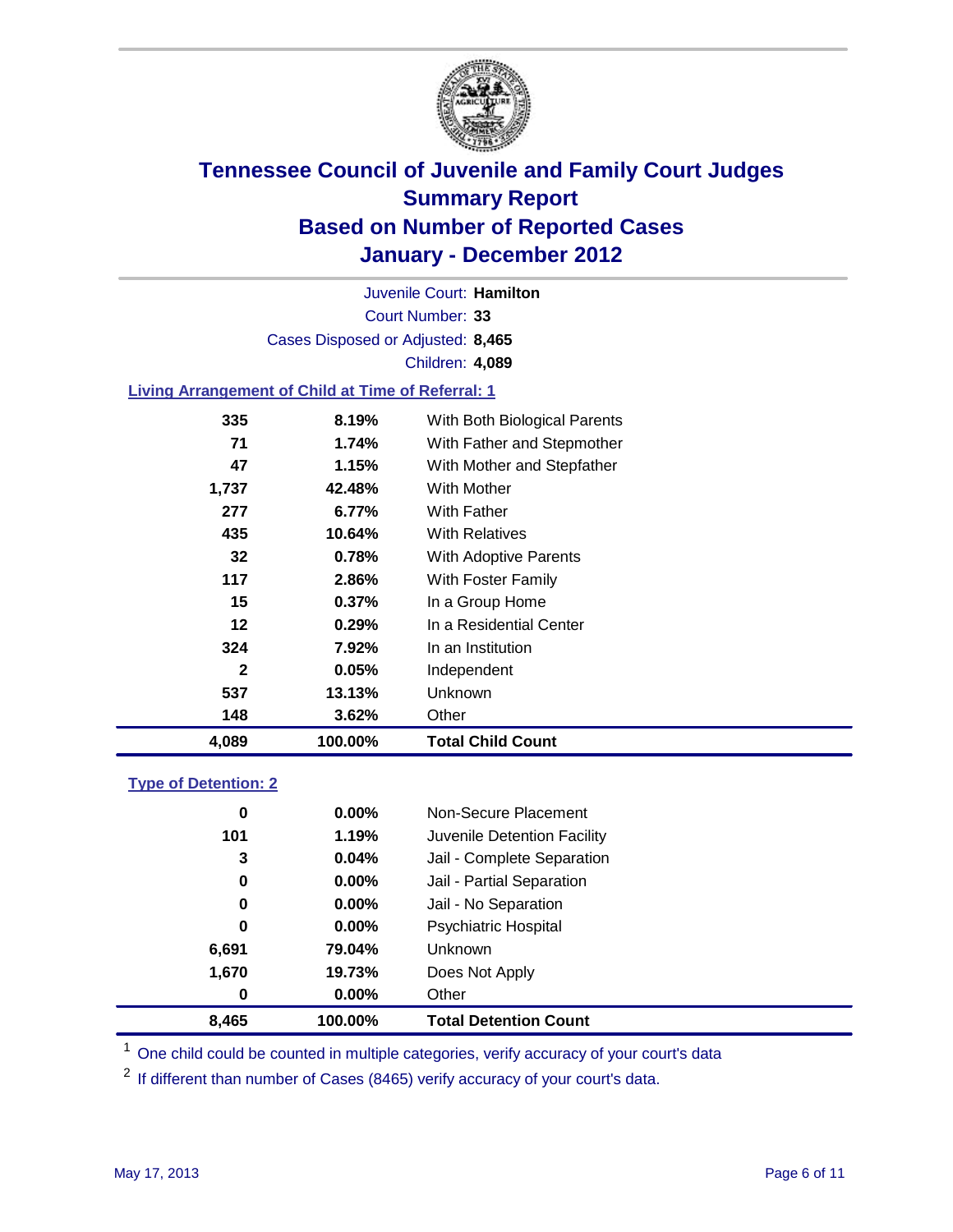# Tennessee Council of Juvenile and Family Court Judges
## Summary Report
## Based on Number of Reported Cases
## January - December 2012

Juvenile Court: **Hamilton**
Court Number: **33**
Cases Disposed or Adjusted: **8,465**
Children: **4,089**

### Living Arrangement of Child at Time of Referral: 1

| | | |
|---|---|---|
| 335 | 8.19% | With Both Biological Parents |
| 71 | 1.74% | With Father and Stepmother |
| 47 | 1.15% | With Mother and Stepfather |
| 1,737 | 42.48% | With Mother |
| 277 | 6.77% | With Father |
| 435 | 10.64% | With Relatives |
| 32 | 0.78% | With Adoptive Parents |
| 117 | 2.86% | With Foster Family |
| 15 | 0.37% | In a Group Home |
| 12 | 0.29% | In a Residential Center |
| 324 | 7.92% | In an Institution |
| 2 | 0.05% | Independent |
| 537 | 13.13% | Unknown |
| 148 | 3.62% | Other |
| **4,089** | **100.00%** | **Total Child Count** |

### Type of Detention: 2

| | | |
|---|---|---|
| 0 | 0.00% | Non-Secure Placement |
| 101 | 1.19% | Juvenile Detention Facility |
| 3 | 0.04% | Jail - Complete Separation |
| 0 | 0.00% | Jail - Partial Separation |
| 0 | 0.00% | Jail - No Separation |
| 0 | 0.00% | Psychiatric Hospital |
| 6,691 | 79.04% | Unknown |
| 1,670 | 19.73% | Does Not Apply |
| 0 | 0.00% | Other |
| **8,465** | **100.00%** | **Total Detention Count** |

[1] One child could be counted in multiple categories, verify accuracy of your court's data

[2] If different than number of Cases (8465) verify accuracy of your court's data.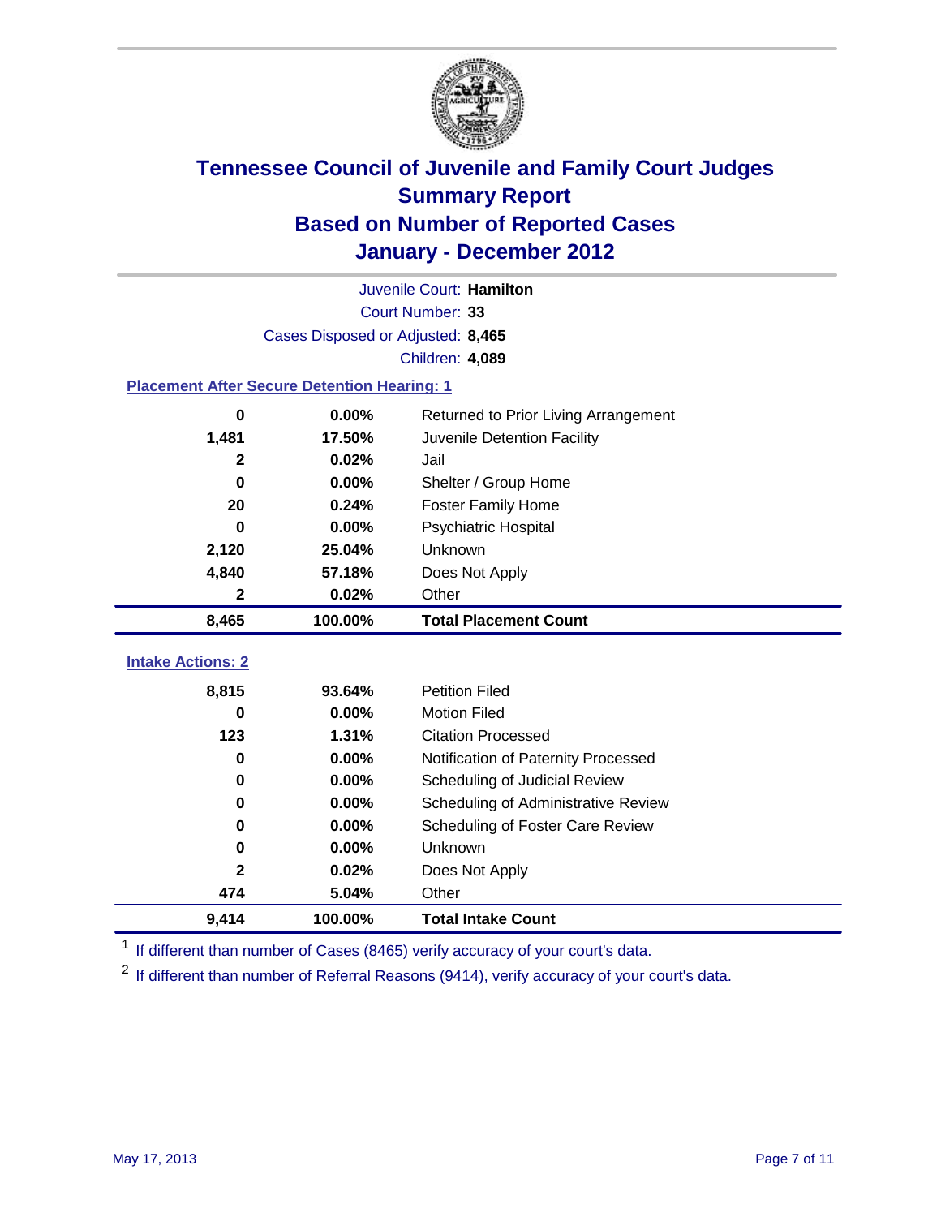# Tennessee Council of Juvenile and Family Court Judges
## Summary Report
## Based on Number of Reported Cases
## January - December 2012

Juvenile Court: **Hamilton**

Court Number: **33**

Cases Disposed or Adjusted: **8,465**

Children: **4,089**

### Placement After Secure Detention Hearing: 1

| Count | Percent | Placement |
|---|---|---|
| 0 | 0.00% | Returned to Prior Living Arrangement |
| 1,481 | 17.50% | Juvenile Detention Facility |
| 2 | 0.02% | Jail |
| 0 | 0.00% | Shelter / Group Home |
| 20 | 0.24% | Foster Family Home |
| 0 | 0.00% | Psychiatric Hospital |
| 2,120 | 25.04% | Unknown |
| 4,840 | 57.18% | Does Not Apply |
| 2 | 0.02% | Other |
| **8,465** | **100.00%** | **Total Placement Count** |

### Intake Actions: 2

| Count | Percent | Intake Action |
|---|---|---|
| 8,815 | 93.64% | Petition Filed |
| 0 | 0.00% | Motion Filed |
| 123 | 1.31% | Citation Processed |
| 0 | 0.00% | Notification of Paternity Processed |
| 0 | 0.00% | Scheduling of Judicial Review |
| 0 | 0.00% | Scheduling of Administrative Review |
| 0 | 0.00% | Scheduling of Foster Care Review |
| 0 | 0.00% | Unknown |
| 2 | 0.02% | Does Not Apply |
| 474 | 5.04% | Other |
| **9,414** | **100.00%** | **Total Intake Count** |

[1] If different than number of Cases (8465) verify accuracy of your court's data.

[2] If different than number of Referral Reasons (9414), verify accuracy of your court's data.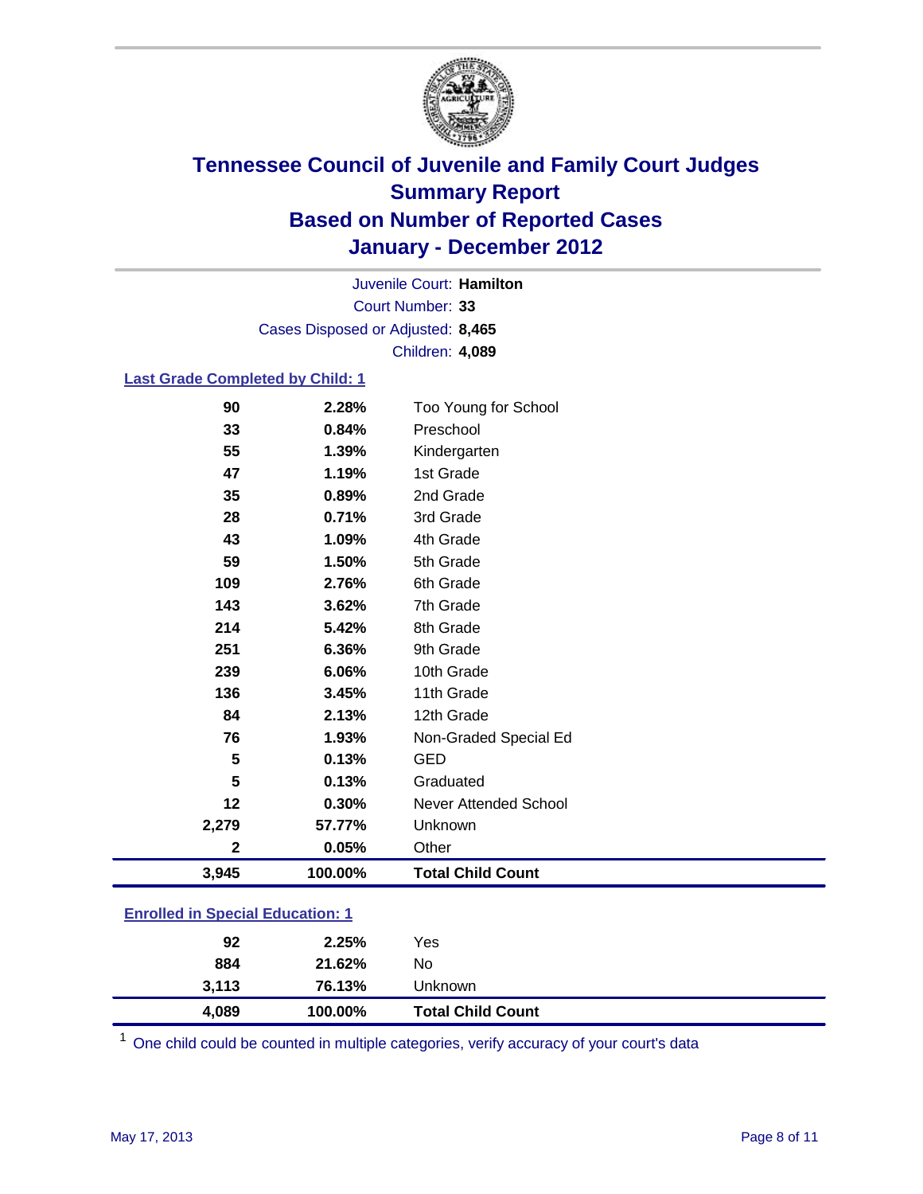# Tennessee Council of Juvenile and Family Court Judges
## Summary Report
## Based on Number of Reported Cases
## January - December 2012

Juvenile Court: **Hamilton**

Court Number: **33**

Cases Disposed or Adjusted: **8,465**

Children: **4,089**

### Last Grade Completed by Child: 1

| Count | Percent | Category |
|---|---|---|
| 90 | 2.28% | Too Young for School |
| 33 | 0.84% | Preschool |
| 55 | 1.39% | Kindergarten |
| 47 | 1.19% | 1st Grade |
| 35 | 0.89% | 2nd Grade |
| 28 | 0.71% | 3rd Grade |
| 43 | 1.09% | 4th Grade |
| 59 | 1.50% | 5th Grade |
| 109 | 2.76% | 6th Grade |
| 143 | 3.62% | 7th Grade |
| 214 | 5.42% | 8th Grade |
| 251 | 6.36% | 9th Grade |
| 239 | 6.06% | 10th Grade |
| 136 | 3.45% | 11th Grade |
| 84 | 2.13% | 12th Grade |
| 76 | 1.93% | Non-Graded Special Ed |
| 5 | 0.13% | GED |
| 5 | 0.13% | Graduated |
| 12 | 0.30% | Never Attended School |
| 2,279 | 57.77% | Unknown |
| 2 | 0.05% | Other |
| **3,945** | **100.00%** | **Total Child Count** |

### Enrolled in Special Education: 1

| Count | Percent | Category |
|---|---|---|
| 92 | 2.25% | Yes |
| 884 | 21.62% | No |
| 3,113 | 76.13% | Unknown |
| **4,089** | **100.00%** | **Total Child Count** |

[1] One child could be counted in multiple categories, verify accuracy of your court's data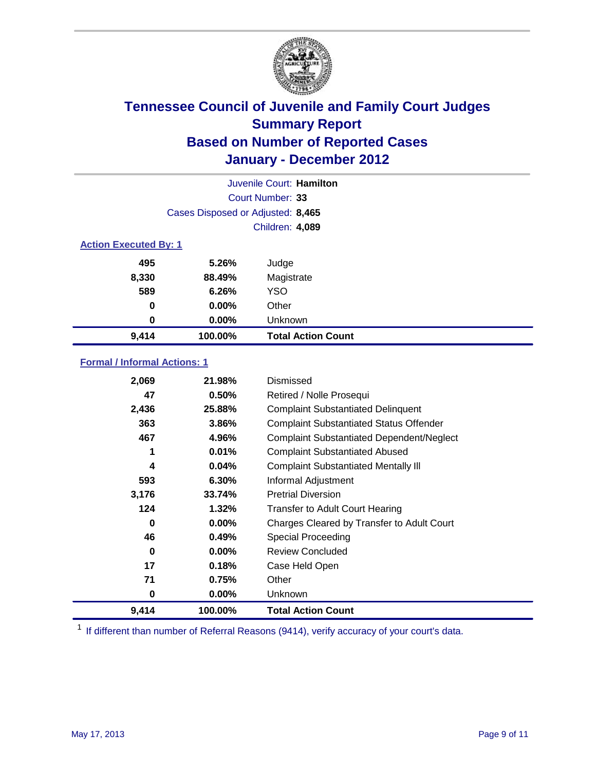# Tennessee Council of Juvenile and Family Court Judges
## Summary Report
## Based on Number of Reported Cases
## January - December 2012

Juvenile Court: **Hamilton**
Court Number: **33**
Cases Disposed or Adjusted: **8,465**
Children: **4,089**

### Action Executed By: 1

| | | |
|---|---|---|
| 495 | 5.26% | Judge |
| 8,330 | 88.49% | Magistrate |
| 589 | 6.26% | YSO |
| 0 | 0.00% | Other |
| 0 | 0.00% | Unknown |
| **9,414** | **100.00%** | **Total Action Count** |

### Formal / Informal Actions: 1

| | | |
|---|---|---|
| 2,069 | 21.98% | Dismissed |
| 47 | 0.50% | Retired / Nolle Prosequi |
| 2,436 | 25.88% | Complaint Substantiated Delinquent |
| 363 | 3.86% | Complaint Substantiated Status Offender |
| 467 | 4.96% | Complaint Substantiated Dependent/Neglect |
| 1 | 0.01% | Complaint Substantiated Abused |
| 4 | 0.04% | Complaint Substantiated Mentally Ill |
| 593 | 6.30% | Informal Adjustment |
| 3,176 | 33.74% | Pretrial Diversion |
| 124 | 1.32% | Transfer to Adult Court Hearing |
| 0 | 0.00% | Charges Cleared by Transfer to Adult Court |
| 46 | 0.49% | Special Proceeding |
| 0 | 0.00% | Review Concluded |
| 17 | 0.18% | Case Held Open |
| 71 | 0.75% | Other |
| 0 | 0.00% | Unknown |
| **9,414** | **100.00%** | **Total Action Count** |

[1] If different than number of Referral Reasons (9414), verify accuracy of your court's data.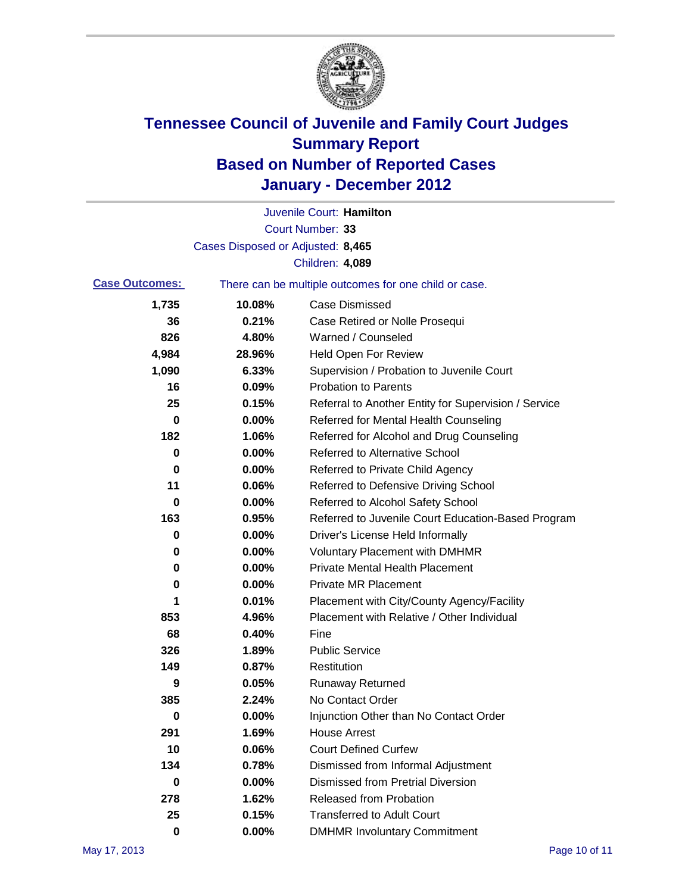# Tennessee Council of Juvenile and Family Court Judges
## Summary Report
## Based on Number of Reported Cases
## January - December 2012

Juvenile Court: **Hamilton**

Court Number: **33**

Cases Disposed or Adjusted: **8,465**

Children: **4,089**

**Case Outcomes:** There can be multiple outcomes for one child or case.

| Count | Percent | Outcome |
|---|---|---|
| 1,735 | 10.08% | Case Dismissed |
| 36 | 0.21% | Case Retired or Nolle Prosequi |
| 826 | 4.80% | Warned / Counseled |
| 4,984 | 28.96% | Held Open For Review |
| 1,090 | 6.33% | Supervision / Probation to Juvenile Court |
| 16 | 0.09% | Probation to Parents |
| 25 | 0.15% | Referral to Another Entity for Supervision / Service |
| 0 | 0.00% | Referred for Mental Health Counseling |
| 182 | 1.06% | Referred for Alcohol and Drug Counseling |
| 0 | 0.00% | Referred to Alternative School |
| 0 | 0.00% | Referred to Private Child Agency |
| 11 | 0.06% | Referred to Defensive Driving School |
| 0 | 0.00% | Referred to Alcohol Safety School |
| 163 | 0.95% | Referred to Juvenile Court Education-Based Program |
| 0 | 0.00% | Driver's License Held Informally |
| 0 | 0.00% | Voluntary Placement with DMHMR |
| 0 | 0.00% | Private Mental Health Placement |
| 0 | 0.00% | Private MR Placement |
| 1 | 0.01% | Placement with City/County Agency/Facility |
| 853 | 4.96% | Placement with Relative / Other Individual |
| 68 | 0.40% | Fine |
| 326 | 1.89% | Public Service |
| 149 | 0.87% | Restitution |
| 9 | 0.05% | Runaway Returned |
| 385 | 2.24% | No Contact Order |
| 0 | 0.00% | Injunction Other than No Contact Order |
| 291 | 1.69% | House Arrest |
| 10 | 0.06% | Court Defined Curfew |
| 134 | 0.78% | Dismissed from Informal Adjustment |
| 0 | 0.00% | Dismissed from Pretrial Diversion |
| 278 | 1.62% | Released from Probation |
| 25 | 0.15% | Transferred to Adult Court |
| 0 | 0.00% | DMHMR Involuntary Commitment |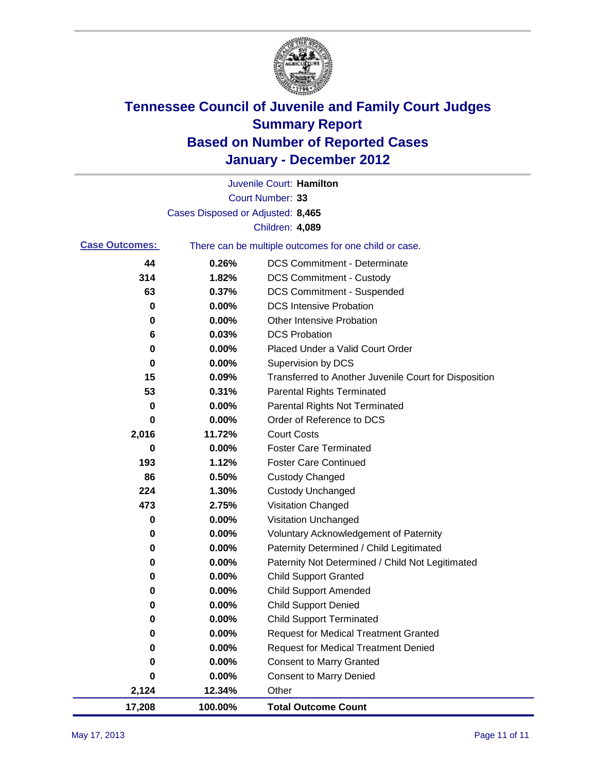# Tennessee Council of Juvenile and Family Court Judges
# Summary Report
# Based on Number of Reported Cases
# January - December 2012

Juvenile Court: **Hamilton**

Court Number: **33**

Cases Disposed or Adjusted: **8,465**

Children: **4,089**

**Case Outcomes:** There can be multiple outcomes for one child or case.

| | | |
|---|---|---|
| 44 | 0.26% | DCS Commitment - Determinate |
| 314 | 1.82% | DCS Commitment - Custody |
| 63 | 0.37% | DCS Commitment - Suspended |
| 0 | 0.00% | DCS Intensive Probation |
| 0 | 0.00% | Other Intensive Probation |
| 6 | 0.03% | DCS Probation |
| 0 | 0.00% | Placed Under a Valid Court Order |
| 0 | 0.00% | Supervision by DCS |
| 15 | 0.09% | Transferred to Another Juvenile Court for Disposition |
| 53 | 0.31% | Parental Rights Terminated |
| 0 | 0.00% | Parental Rights Not Terminated |
| 0 | 0.00% | Order of Reference to DCS |
| 2,016 | 11.72% | Court Costs |
| 0 | 0.00% | Foster Care Terminated |
| 193 | 1.12% | Foster Care Continued |
| 86 | 0.50% | Custody Changed |
| 224 | 1.30% | Custody Unchanged |
| 473 | 2.75% | Visitation Changed |
| 0 | 0.00% | Visitation Unchanged |
| 0 | 0.00% | Voluntary Acknowledgement of Paternity |
| 0 | 0.00% | Paternity Determined / Child Legitimated |
| 0 | 0.00% | Paternity Not Determined / Child Not Legitimated |
| 0 | 0.00% | Child Support Granted |
| 0 | 0.00% | Child Support Amended |
| 0 | 0.00% | Child Support Denied |
| 0 | 0.00% | Child Support Terminated |
| 0 | 0.00% | Request for Medical Treatment Granted |
| 0 | 0.00% | Request for Medical Treatment Denied |
| 0 | 0.00% | Consent to Marry Granted |
| 0 | 0.00% | Consent to Marry Denied |
| 2,124 | 12.34% | Other |
| **17,208** | **100.00%** | **Total Outcome Count** |